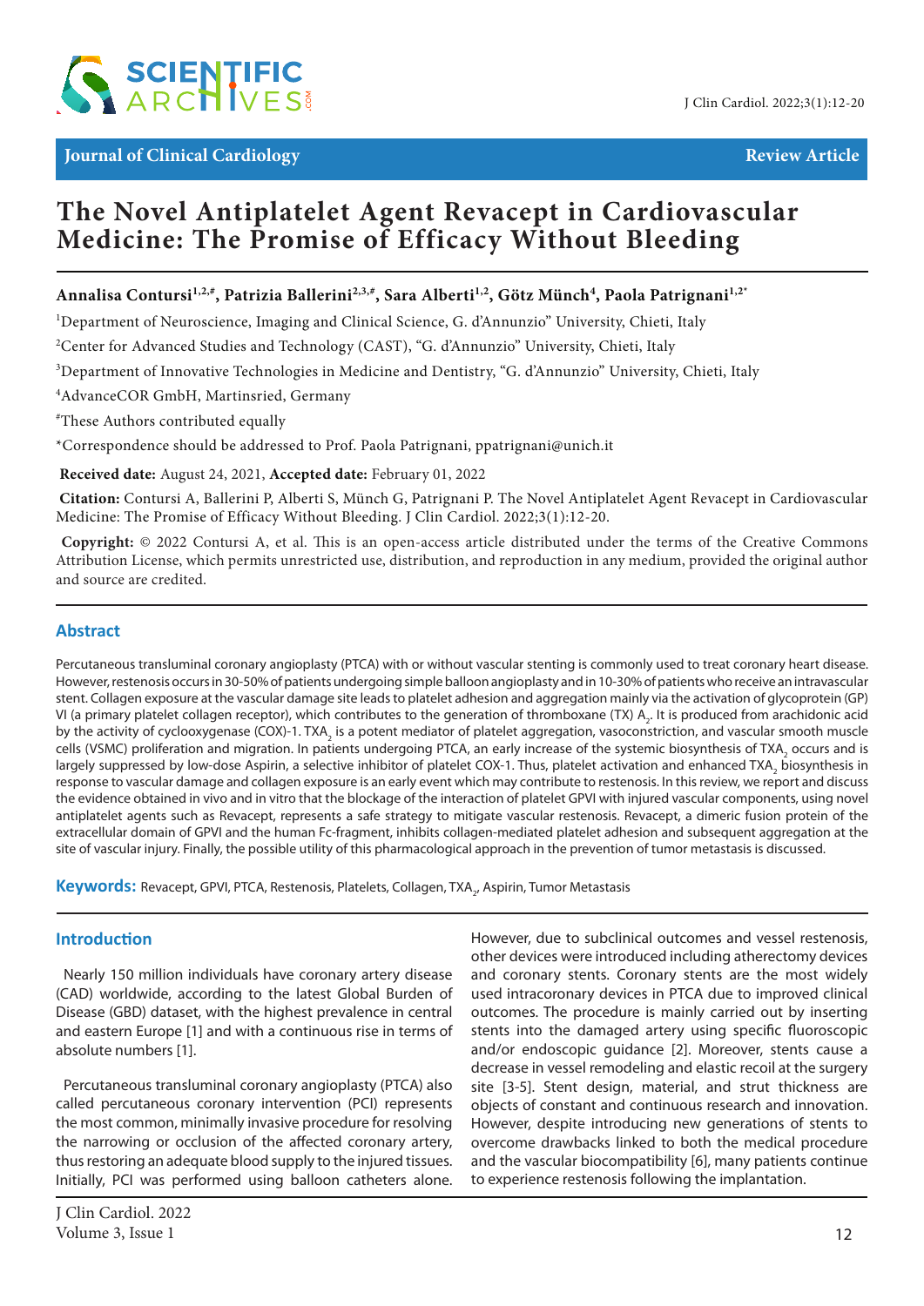Journal of Clinical Cardiology

Review Article

# The Novel Antiplatelet Agent Revacept in Cardiovascular Medicine: The Promise of Efficacy Without Bleeding

**Annalisa Contursi[1,2,#], Patrizia Ballerini[2,3,#], Sara Alberti[1,2], Götz Münch[4], Paola Patrignani[1,2*]**

[1]Department of Neuroscience, Imaging and Clinical Science, G. d'Annunzio" University, Chieti, Italy

[2]Center for Advanced Studies and Technology (CAST), "G. d'Annunzio" University, Chieti, Italy

[3]Department of Innovative Technologies in Medicine and Dentistry, "G. d'Annunzio" University, Chieti, Italy

[4]AdvanceCOR GmbH, Martinsried, Germany

[#]These Authors contributed equally

*Correspondence should be addressed to Prof. Paola Patrignani, ppatrignani@unich.it

**Received date:** August 24, 2021, **Accepted date:** February 01, 2022

**Citation:** Contursi A, Ballerini P, Alberti S, Münch G, Patrignani P. The Novel Antiplatelet Agent Revacept in Cardiovascular Medicine: The Promise of Efficacy Without Bleeding. J Clin Cardiol. 2022;3(1):12-20.

**Copyright:** © 2022 Contursi A, et al. This is an open-access article distributed under the terms of the Creative Commons Attribution License, which permits unrestricted use, distribution, and reproduction in any medium, provided the original author and source are credited.

## Abstract

Percutaneous transluminal coronary angioplasty (PTCA) with or without vascular stenting is commonly used to treat coronary heart disease. However, restenosis occurs in 30-50% of patients undergoing simple balloon angioplasty and in 10-30% of patients who receive an intravascular stent. Collagen exposure at the vascular damage site leads to platelet adhesion and aggregation mainly via the activation of glycoprotein (GP) VI (a primary platelet collagen receptor), which contributes to the generation of thromboxane (TX) $A_2$. It is produced from arachidonic acid by the activity of cyclooxygenase (COX)-1. $TXA_2$ is a potent mediator of platelet aggregation, vasoconstriction, and vascular smooth muscle cells (VSMC) proliferation and migration. In patients undergoing PTCA, an early increase of the systemic biosynthesis of $TXA_2$ occurs and is largely suppressed by low-dose Aspirin, a selective inhibitor of platelet COX-1. Thus, platelet activation and enhanced $TXA_2$ biosynthesis in response to vascular damage and collagen exposure is an early event which may contribute to restenosis. In this review, we report and discuss the evidence obtained in vivo and in vitro that the blockage of the interaction of platelet GPVI with injured vascular components, using novel antiplatelet agents such as Revacept, represents a safe strategy to mitigate vascular restenosis. Revacept, a dimeric fusion protein of the extracellular domain of GPVI and the human Fc-fragment, inhibits collagen-mediated platelet adhesion and subsequent aggregation at the site of vascular injury. Finally, the possible utility of this pharmacological approach in the prevention of tumor metastasis is discussed.

**Keywords:** Revacept, GPVI, PTCA, Restenosis, Platelets, Collagen, $TXA_2$, Aspirin, Tumor Metastasis

## Introduction

Nearly 150 million individuals have coronary artery disease (CAD) worldwide, according to the latest Global Burden of Disease (GBD) dataset, with the highest prevalence in central and eastern Europe [1] and with a continuous rise in terms of absolute numbers [1].

Percutaneous transluminal coronary angioplasty (PTCA) also called percutaneous coronary intervention (PCI) represents the most common, minimally invasive procedure for resolving the narrowing or occlusion of the affected coronary artery, thus restoring an adequate blood supply to the injured tissues. Initially, PCI was performed using balloon catheters alone. However, due to subclinical outcomes and vessel restenosis, other devices were introduced including atherectomy devices and coronary stents. Coronary stents are the most widely used intracoronary devices in PTCA due to improved clinical outcomes. The procedure is mainly carried out by inserting stents into the damaged artery using specific fluoroscopic and/or endoscopic guidance [2]. Moreover, stents cause a decrease in vessel remodeling and elastic recoil at the surgery site [3-5]. Stent design, material, and strut thickness are objects of constant and continuous research and innovation. However, despite introducing new generations of stents to overcome drawbacks linked to both the medical procedure and the vascular biocompatibility [6], many patients continue to experience restenosis following the implantation.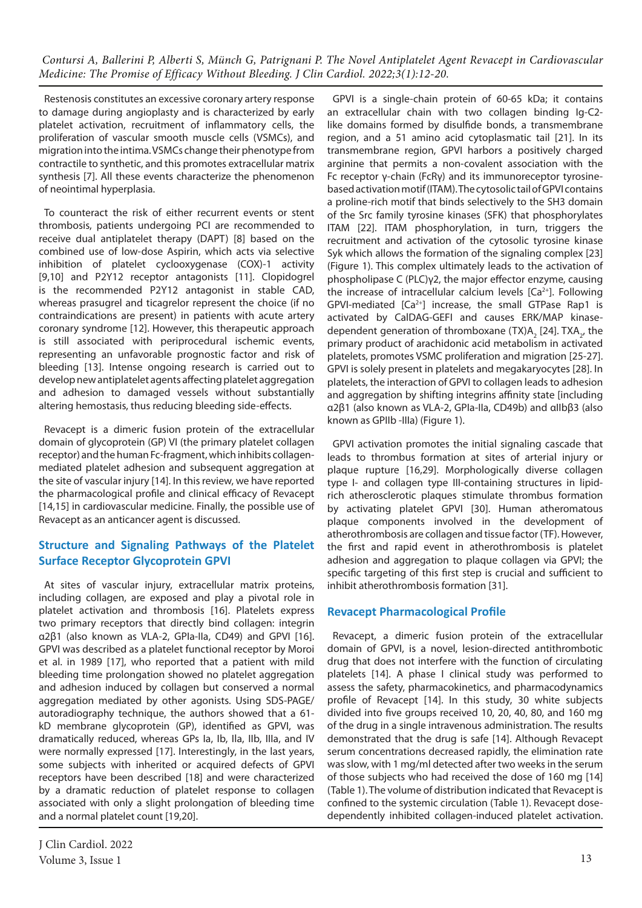Restenosis constitutes an excessive coronary artery response to damage during angioplasty and is characterized by early platelet activation, recruitment of inflammatory cells, the proliferation of vascular smooth muscle cells (VSMCs), and migration into the intima. VSMCs change their phenotype from contractile to synthetic, and this promotes extracellular matrix synthesis [7]. All these events characterize the phenomenon of neointimal hyperplasia.

To counteract the risk of either recurrent events or stent thrombosis, patients undergoing PCI are recommended to receive dual antiplatelet therapy (DAPT) [8] based on the combined use of low-dose Aspirin, which acts via selective inhibition of platelet cyclooxygenase (COX)-1 activity [9,10] and P2Y12 receptor antagonists [11]. Clopidogrel is the recommended P2Y12 antagonist in stable CAD, whereas prasugrel and ticagrelor represent the choice (if no contraindications are present) in patients with acute artery coronary syndrome [12]. However, this therapeutic approach is still associated with periprocedural ischemic events, representing an unfavorable prognostic factor and risk of bleeding [13]. Intense ongoing research is carried out to develop new antiplatelet agents affecting platelet aggregation and adhesion to damaged vessels without substantially altering hemostasis, thus reducing bleeding side-effects.

Revacept is a dimeric fusion protein of the extracellular domain of glycoprotein (GP) VI (the primary platelet collagen receptor) and the human Fc-fragment, which inhibits collagen-mediated platelet adhesion and subsequent aggregation at the site of vascular injury [14]. In this review, we have reported the pharmacological profile and clinical efficacy of Revacept [14,15] in cardiovascular medicine. Finally, the possible use of Revacept as an anticancer agent is discussed.

## Structure and Signaling Pathways of the Platelet Surface Receptor Glycoprotein GPVI

At sites of vascular injury, extracellular matrix proteins, including collagen, are exposed and play a pivotal role in platelet activation and thrombosis [16]. Platelets express two primary receptors that directly bind collagen: integrin α2β1 (also known as VLA-2, GPIa-IIa, CD49) and GPVI [16]. GPVI was described as a platelet functional receptor by Moroi et al. in 1989 [17], who reported that a patient with mild bleeding time prolongation showed no platelet aggregation and adhesion induced by collagen but conserved a normal aggregation mediated by other agonists. Using SDS-PAGE/autoradiography technique, the authors showed that a 61-kD membrane glycoprotein (GP), identified as GPVI, was dramatically reduced, whereas GPs Ia, Ib, IIa, IIb, IIIa, and IV were normally expressed [17]. Interestingly, in the last years, some subjects with inherited or acquired defects of GPVI receptors have been described [18] and were characterized by a dramatic reduction of platelet response to collagen associated with only a slight prolongation of bleeding time and a normal platelet count [19,20].

GPVI is a single-chain protein of 60-65 kDa; it contains an extracellular chain with two collagen binding Ig-C2-like domains formed by disulfide bonds, a transmembrane region, and a 51 amino acid cytoplasmatic tail [21]. In its transmembrane region, GPVI harbors a positively charged arginine that permits a non-covalent association with the Fc receptor γ-chain (FcRγ) and its immunoreceptor tyrosine-based activation motif (ITAM). The cytosolic tail of GPVI contains a proline-rich motif that binds selectively to the SH3 domain of the Src family tyrosine kinases (SFK) that phosphorylates ITAM [22]. ITAM phosphorylation, in turn, triggers the recruitment and activation of the cytosolic tyrosine kinase Syk which allows the formation of the signaling complex [23] (Figure 1). This complex ultimately leads to the activation of phospholipase C (PLC)γ2, the major effector enzyme, causing the increase of intracellular calcium levels [$Ca^{2+}$]. Following GPVI-mediated [$Ca^{2+}$] increase, the small GTPase Rap1 is activated by CalDAG-GEFI and causes ERK/MAP kinase-dependent generation of thromboxane $(TX)A_2$ [24]. $TXA_2$, the primary product of arachidonic acid metabolism in activated platelets, promotes VSMC proliferation and migration [25-27]. GPVI is solely present in platelets and megakaryocytes [28]. In platelets, the interaction of GPVI to collagen leads to adhesion and aggregation by shifting integrins affinity state [including α2β1 (also known as VLA-2, GPIa-IIa, CD49b) and αIIbβ3 (also known as GPIIb -IIIa) (Figure 1).

GPVI activation promotes the initial signaling cascade that leads to thrombus formation at sites of arterial injury or plaque rupture [16,29]. Morphologically diverse collagen type I- and collagen type III-containing structures in lipid-rich atherosclerotic plaques stimulate thrombus formation by activating platelet GPVI [30]. Human atheromatous plaque components involved in the development of atherothrombosis are collagen and tissue factor (TF). However, the first and rapid event in atherothrombosis is platelet adhesion and aggregation to plaque collagen via GPVI; the specific targeting of this first step is crucial and sufficient to inhibit atherothrombosis formation [31].

## Revacept Pharmacological Profile

Revacept, a dimeric fusion protein of the extracellular domain of GPVI, is a novel, lesion-directed antithrombotic drug that does not interfere with the function of circulating platelets [14]. A phase I clinical study was performed to assess the safety, pharmacokinetics, and pharmacodynamics profile of Revacept [14]. In this study, 30 white subjects divided into five groups received 10, 20, 40, 80, and 160 mg of the drug in a single intravenous administration. The results demonstrated that the drug is safe [14]. Although Revacept serum concentrations decreased rapidly, the elimination rate was slow, with 1 mg/ml detected after two weeks in the serum of those subjects who had received the dose of 160 mg [14] (Table 1). The volume of distribution indicated that Revacept is confined to the systemic circulation (Table 1). Revacept dose-dependently inhibited collagen-induced platelet activation.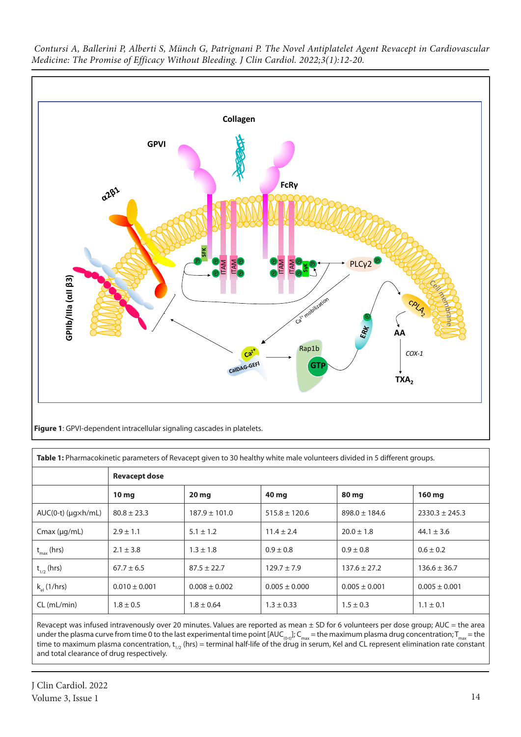**Figure 1**: GPVI-dependent intracellular signaling cascades in platelets.

**Table 1:** Pharmacokinetic parameters of Revacept given to 30 healthy white male volunteers divided in 5 different groups.

| | **Revacept dose** | | | | |
|---|---|---|---|---|---|
| | **10 mg** | **20 mg** | **40 mg** | **80 mg** | **160 mg** |
| AUC(0-t) (µg×h/mL) | 80.8 ± 23.3 | 187.9 ± 101.0 | 515.8 ± 120.6 | 898.0 ± 184.6 | 2330.3 ± 245.3 |
| Cmax (µg/mL) | 2.9 ± 1.1 | 5.1 ± 1.2 | 11.4 ± 2.4 | 20.0 ± 1.8 | 44.1 ± 3.6 |
| $t_{max}$ (hrs) | 2.1 ± 3.8 | 1.3 ± 1.8 | 0.9 ± 0.8 | 0.9 ± 0.8 | 0.6 ± 0.2 |
| $t_{1/2}$ (hrs) | 67.7 ± 6.5 | 87.5 ± 22.7 | 129.7 ± 7.9 | 137.6 ± 27.2 | 136.6 ± 36.7 |
| $k_{el}$ (1/hrs) | 0.010 ± 0.001 | 0.008 ± 0.002 | 0.005 ± 0.000 | 0.005 ± 0.001 | 0.005 ± 0.001 |
| CL (mL/min) | 1.8 ± 0.5 | 1.8 ± 0.64 | 1.3 ± 0.33 | 1.5 ± 0.3 | 1.1 ± 0.1 |

Revacept was infused intravenously over 20 minutes. Values are reported as mean ± SD for 6 volunteers per dose group; AUC = the area under the plasma curve from time 0 to the last experimental time point [$AUC_{(0-t)}$]; $C_{max}$ = the maximum plasma drug concentration; $T_{max}$ = the time to maximum plasma concentration, $t_{1/2}$ (hrs) = terminal half-life of the drug in serum, Kel and CL represent elimination rate constant and total clearance of drug respectively.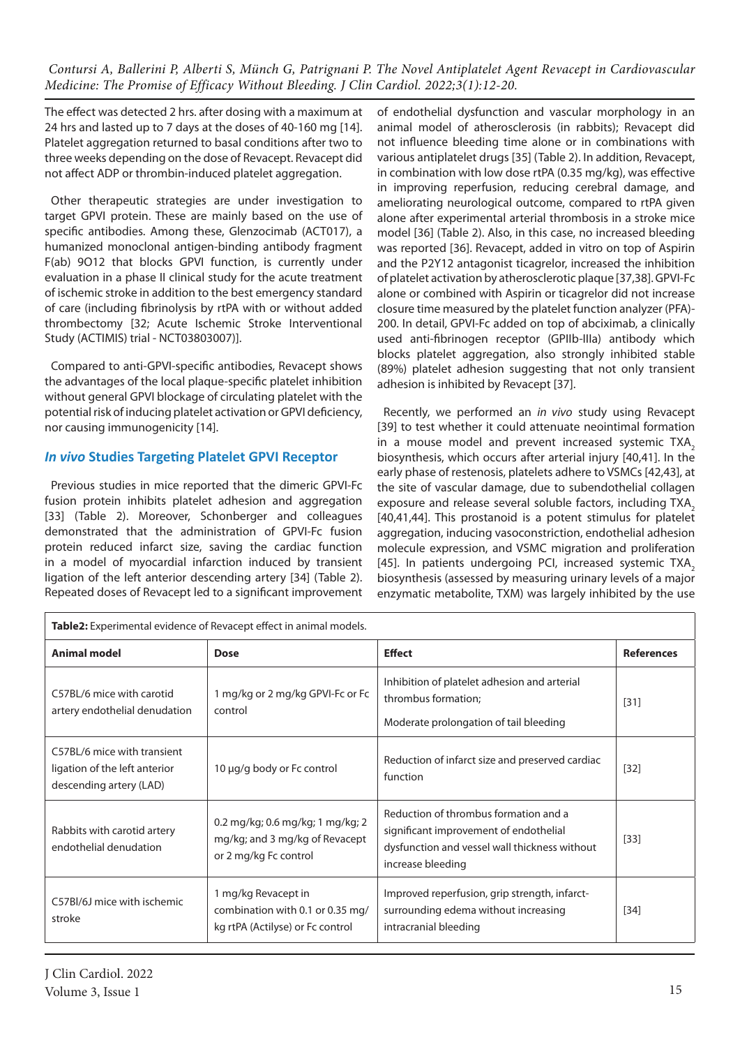The effect was detected 2 hrs. after dosing with a maximum at 24 hrs and lasted up to 7 days at the doses of 40-160 mg [14]. Platelet aggregation returned to basal conditions after two to three weeks depending on the dose of Revacept. Revacept did not affect ADP or thrombin-induced platelet aggregation.

Other therapeutic strategies are under investigation to target GPVI protein. These are mainly based on the use of specific antibodies. Among these, Glenzocimab (ACT017), a humanized monoclonal antigen-binding antibody fragment F(ab) 9O12 that blocks GPVI function, is currently under evaluation in a phase II clinical study for the acute treatment of ischemic stroke in addition to the best emergency standard of care (including fibrinolysis by rtPA with or without added thrombectomy [32; Acute Ischemic Stroke Interventional Study (ACTIMIS) trial - NCT03803007)].

Compared to anti-GPVI-specific antibodies, Revacept shows the advantages of the local plaque-specific platelet inhibition without general GPVI blockage of circulating platelet with the potential risk of inducing platelet activation or GPVI deficiency, nor causing immunogenicity [14].

## *In vivo* Studies Targeting Platelet GPVI Receptor

Previous studies in mice reported that the dimeric GPVI-Fc fusion protein inhibits platelet adhesion and aggregation [33] (Table 2). Moreover, Schonberger and colleagues demonstrated that the administration of GPVI-Fc fusion protein reduced infarct size, saving the cardiac function in a model of myocardial infarction induced by transient ligation of the left anterior descending artery [34] (Table 2). Repeated doses of Revacept led to a significant improvement of endothelial dysfunction and vascular morphology in an animal model of atherosclerosis (in rabbits); Revacept did not influence bleeding time alone or in combinations with various antiplatelet drugs [35] (Table 2). In addition, Revacept, in combination with low dose rtPA (0.35 mg/kg), was effective in improving reperfusion, reducing cerebral damage, and ameliorating neurological outcome, compared to rtPA given alone after experimental arterial thrombosis in a stroke mice model [36] (Table 2). Also, in this case, no increased bleeding was reported [36]. Revacept, added in vitro on top of Aspirin and the P2Y12 antagonist ticagrelor, increased the inhibition of platelet activation by atherosclerotic plaque [37,38]. GPVI-Fc alone or combined with Aspirin or ticagrelor did not increase closure time measured by the platelet function analyzer (PFA)-200. In detail, GPVI-Fc added on top of abciximab, a clinically used anti-fibrinogen receptor (GPIIb-IIIa) antibody which blocks platelet aggregation, also strongly inhibited stable (89%) platelet adhesion suggesting that not only transient adhesion is inhibited by Revacept [37].

Recently, we performed an *in vivo* study using Revacept [39] to test whether it could attenuate neointimal formation in a mouse model and prevent increased systemic $TXA_2$ biosynthesis, which occurs after arterial injury [40,41]. In the early phase of restenosis, platelets adhere to VSMCs [42,43], at the site of vascular damage, due to subendothelial collagen exposure and release several soluble factors, including $TXA_2$ [40,41,44]. This prostanoid is a potent stimulus for platelet aggregation, inducing vasoconstriction, endothelial adhesion molecule expression, and VSMC migration and proliferation [45]. In patients undergoing PCI, increased systemic $TXA_2$ biosynthesis (assessed by measuring urinary levels of a major enzymatic metabolite, TXM) was largely inhibited by the use

**Table2:** Experimental evidence of Revacept effect in animal models.

| Animal model | Dose | Effect | References |
|---|---|---|---|
| C57BL/6 mice with carotid artery endothelial denudation | 1 mg/kg or 2 mg/kg GPVI-Fc or Fc control | Inhibition of platelet adhesion and arterial thrombus formation; Moderate prolongation of tail bleeding | [31] |
| C57BL/6 mice with transient ligation of the left anterior descending artery (LAD) | 10 μg/g body or Fc control | Reduction of infarct size and preserved cardiac function | [32] |
| Rabbits with carotid artery endothelial denudation | 0.2 mg/kg; 0.6 mg/kg; 1 mg/kg; 2 mg/kg; and 3 mg/kg of Revacept or 2 mg/kg Fc control | Reduction of thrombus formation and a significant improvement of endothelial dysfunction and vessel wall thickness without increase bleeding | [33] |
| C57Bl/6J mice with ischemic stroke | 1 mg/kg Revacept in combination with 0.1 or 0.35 mg/kg rtPA (Actilyse) or Fc control | Improved reperfusion, grip strength, infarct-surrounding edema without increasing intracranial bleeding | [34] |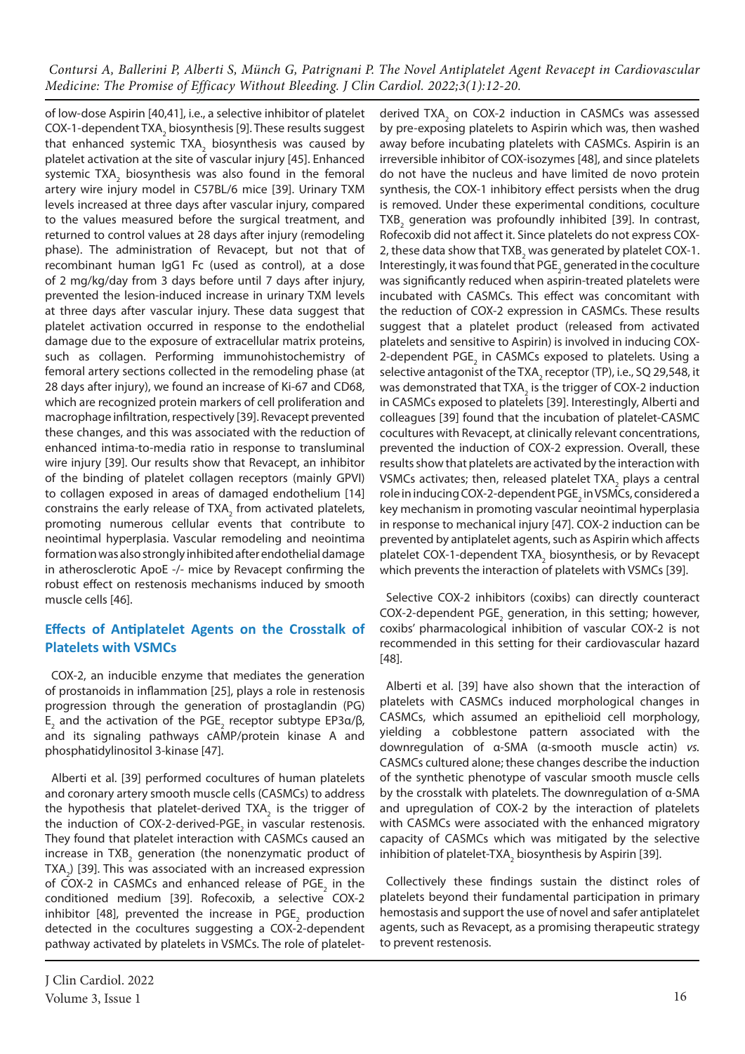of low-dose Aspirin [40,41], i.e., a selective inhibitor of platelet COX-1-dependent $TXA_2$ biosynthesis [9]. These results suggest that enhanced systemic $TXA_2$ biosynthesis was caused by platelet activation at the site of vascular injury [45]. Enhanced systemic $TXA_2$ biosynthesis was also found in the femoral artery wire injury model in C57BL/6 mice [39]. Urinary TXM levels increased at three days after vascular injury, compared to the values measured before the surgical treatment, and returned to control values at 28 days after injury (remodeling phase). The administration of Revacept, but not that of recombinant human IgG1 Fc (used as control), at a dose of 2 mg/kg/day from 3 days before until 7 days after injury, prevented the lesion-induced increase in urinary TXM levels at three days after vascular injury. These data suggest that platelet activation occurred in response to the endothelial damage due to the exposure of extracellular matrix proteins, such as collagen. Performing immunohistochemistry of femoral artery sections collected in the remodeling phase (at 28 days after injury), we found an increase of Ki-67 and CD68, which are recognized protein markers of cell proliferation and macrophage infiltration, respectively [39]. Revacept prevented these changes, and this was associated with the reduction of enhanced intima-to-media ratio in response to transluminal wire injury [39]. Our results show that Revacept, an inhibitor of the binding of platelet collagen receptors (mainly GPVI) to collagen exposed in areas of damaged endothelium [14] constrains the early release of $TXA_2$ from activated platelets, promoting numerous cellular events that contribute to neointimal hyperplasia. Vascular remodeling and neointima formation was also strongly inhibited after endothelial damage in atherosclerotic ApoE -/- mice by Revacept confirming the robust effect on restenosis mechanisms induced by smooth muscle cells [46].

## Effects of Antiplatelet Agents on the Crosstalk of Platelets with VSMCs

COX-2, an inducible enzyme that mediates the generation of prostanoids in inflammation [25], plays a role in restenosis progression through the generation of prostaglandin (PG) $E_2$ and the activation of the $PGE_2$ receptor subtype EP3α/β, and its signaling pathways cAMP/protein kinase A and phosphatidylinositol 3-kinase [47].

Alberti et al. [39] performed cocultures of human platelets and coronary artery smooth muscle cells (CASMCs) to address the hypothesis that platelet-derived $TXA_2$ is the trigger of the induction of COX-2-derived-$PGE_2$ in vascular restenosis. They found that platelet interaction with CASMCs caused an increase in $TXB_2$ generation (the nonenzymatic product of $TXA_2$) [39]. This was associated with an increased expression of COX-2 in CASMCs and enhanced release of $PGE_2$ in the conditioned medium [39]. Rofecoxib, a selective COX-2 inhibitor [48], prevented the increase in $PGE_2$ production detected in the cocultures suggesting a COX-2-dependent pathway activated by platelets in VSMCs. The role of platelet-derived $TXA_2$ on COX-2 induction in CASMCs was assessed by pre-exposing platelets to Aspirin which was, then washed away before incubating platelets with CASMCs. Aspirin is an irreversible inhibitor of COX-isozymes [48], and since platelets do not have the nucleus and have limited de novo protein synthesis, the COX-1 inhibitory effect persists when the drug is removed. Under these experimental conditions, coculture $TXB_2$ generation was profoundly inhibited [39]. In contrast, Rofecoxib did not affect it. Since platelets do not express COX-2, these data show that $TXB_2$ was generated by platelet COX-1. Interestingly, it was found that $PGE_2$ generated in the coculture was significantly reduced when aspirin-treated platelets were incubated with CASMCs. This effect was concomitant with the reduction of COX-2 expression in CASMCs. These results suggest that a platelet product (released from activated platelets and sensitive to Aspirin) is involved in inducing COX-2-dependent $PGE_2$ in CASMCs exposed to platelets. Using a selective antagonist of the $TXA_2$ receptor (TP), i.e., SQ 29,548, it was demonstrated that $TXA_2$ is the trigger of COX-2 induction in CASMCs exposed to platelets [39]. Interestingly, Alberti and colleagues [39] found that the incubation of platelet-CASMC cocultures with Revacept, at clinically relevant concentrations, prevented the induction of COX-2 expression. Overall, these results show that platelets are activated by the interaction with VSMCs activates; then, released platelet $TXA_2$ plays a central role in inducing COX-2-dependent $PGE_2$ in VSMCs, considered a key mechanism in promoting vascular neointimal hyperplasia in response to mechanical injury [47]. COX-2 induction can be prevented by antiplatelet agents, such as Aspirin which affects platelet COX-1-dependent $TXA_2$ biosynthesis, or by Revacept which prevents the interaction of platelets with VSMCs [39].

Selective COX-2 inhibitors (coxibs) can directly counteract COX-2-dependent $PGE_2$ generation, in this setting; however, coxibs' pharmacological inhibition of vascular COX-2 is not recommended in this setting for their cardiovascular hazard [48].

Alberti et al. [39] have also shown that the interaction of platelets with CASMCs induced morphological changes in CASMCs, which assumed an epithelioid cell morphology, yielding a cobblestone pattern associated with the downregulation of α-SMA (α-smooth muscle actin) *vs.* CASMCs cultured alone; these changes describe the induction of the synthetic phenotype of vascular smooth muscle cells by the crosstalk with platelets. The downregulation of α-SMA and upregulation of COX-2 by the interaction of platelets with CASMCs were associated with the enhanced migratory capacity of CASMCs which was mitigated by the selective inhibition of platelet-$TXA_2$ biosynthesis by Aspirin [39].

Collectively these findings sustain the distinct roles of platelets beyond their fundamental participation in primary hemostasis and support the use of novel and safer antiplatelet agents, such as Revacept, as a promising therapeutic strategy to prevent restenosis.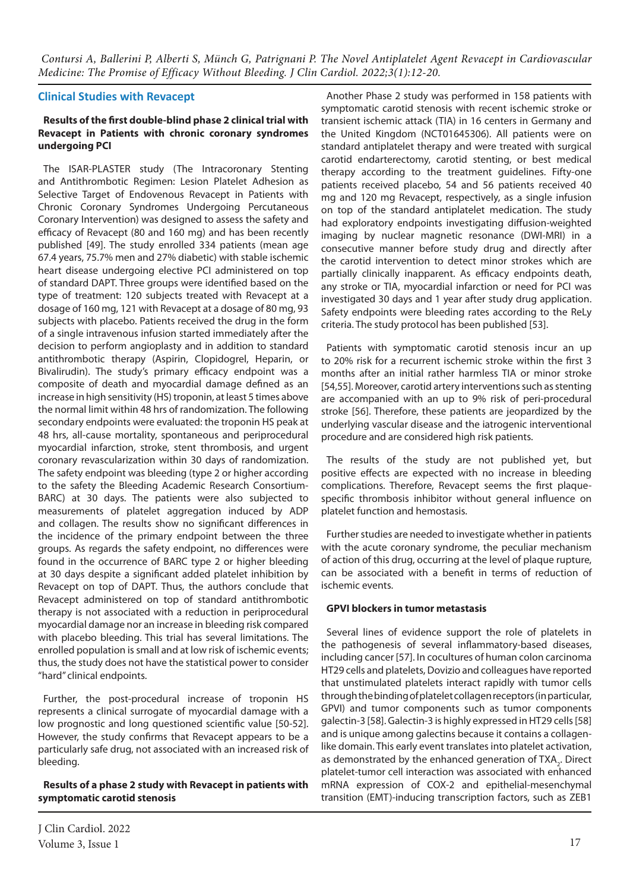## Clinical Studies with Revacept

### Results of the first double-blind phase 2 clinical trial with Revacept in Patients with chronic coronary syndromes undergoing PCI

The ISAR-PLASTER study (The Intracoronary Stenting and Antithrombotic Regimen: Lesion Platelet Adhesion as Selective Target of Endovenous Revacept in Patients with Chronic Coronary Syndromes Undergoing Percutaneous Coronary Intervention) was designed to assess the safety and efficacy of Revacept (80 and 160 mg) and has been recently published [49]. The study enrolled 334 patients (mean age 67.4 years, 75.7% men and 27% diabetic) with stable ischemic heart disease undergoing elective PCI administered on top of standard DAPT. Three groups were identified based on the type of treatment: 120 subjects treated with Revacept at a dosage of 160 mg, 121 with Revacept at a dosage of 80 mg, 93 subjects with placebo. Patients received the drug in the form of a single intravenous infusion started immediately after the decision to perform angioplasty and in addition to standard antithrombotic therapy (Aspirin, Clopidogrel, Heparin, or Bivalirudin). The study's primary efficacy endpoint was a composite of death and myocardial damage defined as an increase in high sensitivity (HS) troponin, at least 5 times above the normal limit within 48 hrs of randomization. The following secondary endpoints were evaluated: the troponin HS peak at 48 hrs, all-cause mortality, spontaneous and periprocedural myocardial infarction, stroke, stent thrombosis, and urgent coronary revascularization within 30 days of randomization. The safety endpoint was bleeding (type 2 or higher according to the safety the Bleeding Academic Research Consortium-BARC) at 30 days. The patients were also subjected to measurements of platelet aggregation induced by ADP and collagen. The results show no significant differences in the incidence of the primary endpoint between the three groups. As regards the safety endpoint, no differences were found in the occurrence of BARC type 2 or higher bleeding at 30 days despite a significant added platelet inhibition by Revacept on top of DAPT. Thus, the authors conclude that Revacept administered on top of standard antithrombotic therapy is not associated with a reduction in periprocedural myocardial damage nor an increase in bleeding risk compared with placebo bleeding. This trial has several limitations. The enrolled population is small and at low risk of ischemic events; thus, the study does not have the statistical power to consider "hard" clinical endpoints.

Further, the post-procedural increase of troponin HS represents a clinical surrogate of myocardial damage with a low prognostic and long questioned scientific value [50-52]. However, the study confirms that Revacept appears to be a particularly safe drug, not associated with an increased risk of bleeding.

### Results of a phase 2 study with Revacept in patients with symptomatic carotid stenosis

Another Phase 2 study was performed in 158 patients with symptomatic carotid stenosis with recent ischemic stroke or transient ischemic attack (TIA) in 16 centers in Germany and the United Kingdom (NCT01645306). All patients were on standard antiplatelet therapy and were treated with surgical carotid endarterectomy, carotid stenting, or best medical therapy according to the treatment guidelines. Fifty-one patients received placebo, 54 and 56 patients received 40 mg and 120 mg Revacept, respectively, as a single infusion on top of the standard antiplatelet medication. The study had exploratory endpoints investigating diffusion-weighted imaging by nuclear magnetic resonance (DWI-MRI) in a consecutive manner before study drug and directly after the carotid intervention to detect minor strokes which are partially clinically inapparent. As efficacy endpoints death, any stroke or TIA, myocardial infarction or need for PCI was investigated 30 days and 1 year after study drug application. Safety endpoints were bleeding rates according to the ReLy criteria. The study protocol has been published [53].

Patients with symptomatic carotid stenosis incur an up to 20% risk for a recurrent ischemic stroke within the first 3 months after an initial rather harmless TIA or minor stroke [54,55]. Moreover, carotid artery interventions such as stenting are accompanied with an up to 9% risk of peri-procedural stroke [56]. Therefore, these patients are jeopardized by the underlying vascular disease and the iatrogenic interventional procedure and are considered high risk patients.

The results of the study are not published yet, but positive effects are expected with no increase in bleeding complications. Therefore, Revacept seems the first plaque-specific thrombosis inhibitor without general influence on platelet function and hemostasis.

Further studies are needed to investigate whether in patients with the acute coronary syndrome, the peculiar mechanism of action of this drug, occurring at the level of plaque rupture, can be associated with a benefit in terms of reduction of ischemic events.

### GPVI blockers in tumor metastasis

Several lines of evidence support the role of platelets in the pathogenesis of several inflammatory-based diseases, including cancer [57]. In cocultures of human colon carcinoma HT29 cells and platelets, Dovizio and colleagues have reported that unstimulated platelets interact rapidly with tumor cells through the binding of platelet collagen receptors (in particular, GPVI) and tumor components such as tumor components galectin-3 [58]. Galectin-3 is highly expressed in HT29 cells [58] and is unique among galectins because it contains a collagen-like domain. This early event translates into platelet activation, as demonstrated by the enhanced generation of $TXA_2$. Direct platelet-tumor cell interaction was associated with enhanced mRNA expression of COX-2 and epithelial-mesenchymal transition (EMT)-inducing transcription factors, such as ZEB1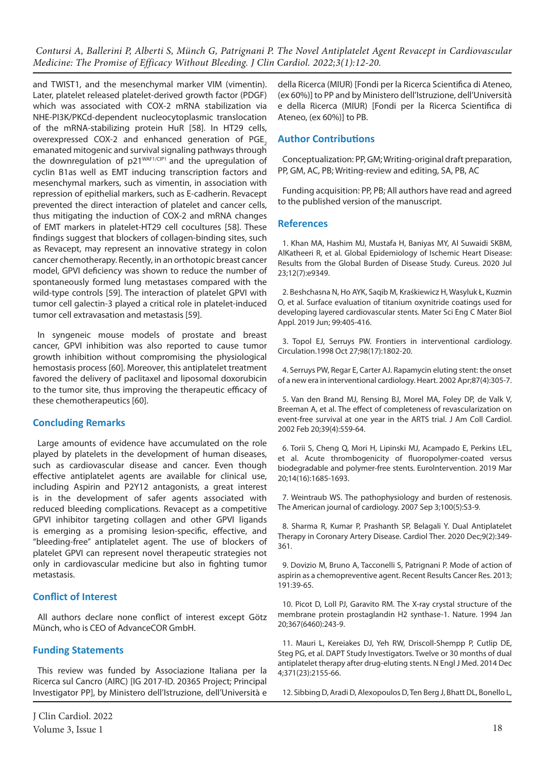and TWIST1, and the mesenchymal marker VIM (vimentin). Later, platelet released platelet-derived growth factor (PDGF) which was associated with COX-2 mRNA stabilization via NHE-PI3K/PKCd-dependent nucleocytoplasmic translocation of the mRNA-stabilizing protein HuR [58]. In HT29 cells, overexpressed COX-2 and enhanced generation of $PGE_2$ emanated mitogenic and survival signaling pathways through the downregulation of $p21^{WAF1/CIP1}$ and the upregulation of cyclin B1as well as EMT inducing transcription factors and mesenchymal markers, such as vimentin, in association with repression of epithelial markers, such as E-cadherin. Revacept prevented the direct interaction of platelet and cancer cells, thus mitigating the induction of COX-2 and mRNA changes of EMT markers in platelet-HT29 cell cocultures [58]. These findings suggest that blockers of collagen-binding sites, such as Revacept, may represent an innovative strategy in colon cancer chemotherapy. Recently, in an orthotopic breast cancer model, GPVI deficiency was shown to reduce the number of spontaneously formed lung metastases compared with the wild-type controls [59]. The interaction of platelet GPVI with tumor cell galectin-3 played a critical role in platelet-induced tumor cell extravasation and metastasis [59].

In syngeneic mouse models of prostate and breast cancer, GPVI inhibition was also reported to cause tumor growth inhibition without compromising the physiological hemostasis process [60]. Moreover, this antiplatelet treatment favored the delivery of paclitaxel and liposomal doxorubicin to the tumor site, thus improving the therapeutic efficacy of these chemotherapeutics [60].

## Concluding Remarks

Large amounts of evidence have accumulated on the role played by platelets in the development of human diseases, such as cardiovascular disease and cancer. Even though effective antiplatelet agents are available for clinical use, including Aspirin and P2Y12 antagonists, a great interest is in the development of safer agents associated with reduced bleeding complications. Revacept as a competitive GPVI inhibitor targeting collagen and other GPVI ligands is emerging as a promising lesion-specific, effective, and "bleeding-free" antiplatelet agent. The use of blockers of platelet GPVI can represent novel therapeutic strategies not only in cardiovascular medicine but also in fighting tumor metastasis.

## Conflict of Interest

All authors declare none conflict of interest except Götz Münch, who is CEO of AdvanceCOR GmbH.

## Funding Statements

This review was funded by Associazione Italiana per la Ricerca sul Cancro (AIRC) [IG 2017-ID. 20365 Project; Principal Investigator PP], by Ministero dell'Istruzione, dell'Università e della Ricerca (MIUR) [Fondi per la Ricerca Scientifica di Ateneo, (ex 60%)] to PP and by Ministero dell'Istruzione, dell'Università e della Ricerca (MIUR) [Fondi per la Ricerca Scientifica di Ateneo, (ex 60%)] to PB.

## Author Contributions

Conceptualization: PP, GM; Writing-original draft preparation, PP, GM, AC, PB; Writing-review and editing, SA, PB, AC

Funding acquisition: PP, PB; All authors have read and agreed to the published version of the manuscript.

## References

1. Khan MA, Hashim MJ, Mustafa H, Baniyas MY, Al Suwaidi SKBM, AlKatheeri R, et al. Global Epidemiology of Ischemic Heart Disease: Results from the Global Burden of Disease Study. Cureus. 2020 Jul 23;12(7):e9349.

2. Beshchasna N, Ho AYK, Saqib M, Kraśkiewicz H, Wasyluk Ł, Kuzmin O, et al. Surface evaluation of titanium oxynitride coatings used for developing layered cardiovascular stents. Mater Sci Eng C Mater Biol Appl. 2019 Jun; 99:405-416.

3. Topol EJ, Serruys PW. Frontiers in interventional cardiology. Circulation.1998 Oct 27;98(17):1802-20.

4. Serruys PW, Regar E, Carter AJ. Rapamycin eluting stent: the onset of a new era in interventional cardiology. Heart. 2002 Apr;87(4):305-7.

5. Van den Brand MJ, Rensing BJ, Morel MA, Foley DP, de Valk V, Breeman A, et al. The effect of completeness of revascularization on event-free survival at one year in the ARTS trial. J Am Coll Cardiol. 2002 Feb 20;39(4):559-64.

6. Torii S, Cheng Q, Mori H, Lipinski MJ, Acampado E, Perkins LEL, et al. Acute thrombogenicity of fluoropolymer-coated versus biodegradable and polymer-free stents. EuroIntervention. 2019 Mar 20;14(16):1685-1693.

7. Weintraub WS. The pathophysiology and burden of restenosis. The American journal of cardiology. 2007 Sep 3;100(5):S3-9.

8. Sharma R, Kumar P, Prashanth SP, Belagali Y. Dual Antiplatelet Therapy in Coronary Artery Disease. Cardiol Ther. 2020 Dec;9(2):349-361.

9. Dovizio M, Bruno A, Tacconelli S, Patrignani P. Mode of action of aspirin as a chemopreventive agent. Recent Results Cancer Res. 2013; 191:39-65.

10. Picot D, Loll PJ, Garavito RM. The X-ray crystal structure of the membrane protein prostaglandin H2 synthase-1. Nature. 1994 Jan 20;367(6460):243-9.

11. Mauri L, Kereiakes DJ, Yeh RW, Driscoll-Shempp P, Cutlip DE, Steg PG, et al. DAPT Study Investigators. Twelve or 30 months of dual antiplatelet therapy after drug-eluting stents. N Engl J Med. 2014 Dec 4;371(23):2155-66.

12. Sibbing D, Aradi D, Alexopoulos D, Ten Berg J, Bhatt DL, Bonello L,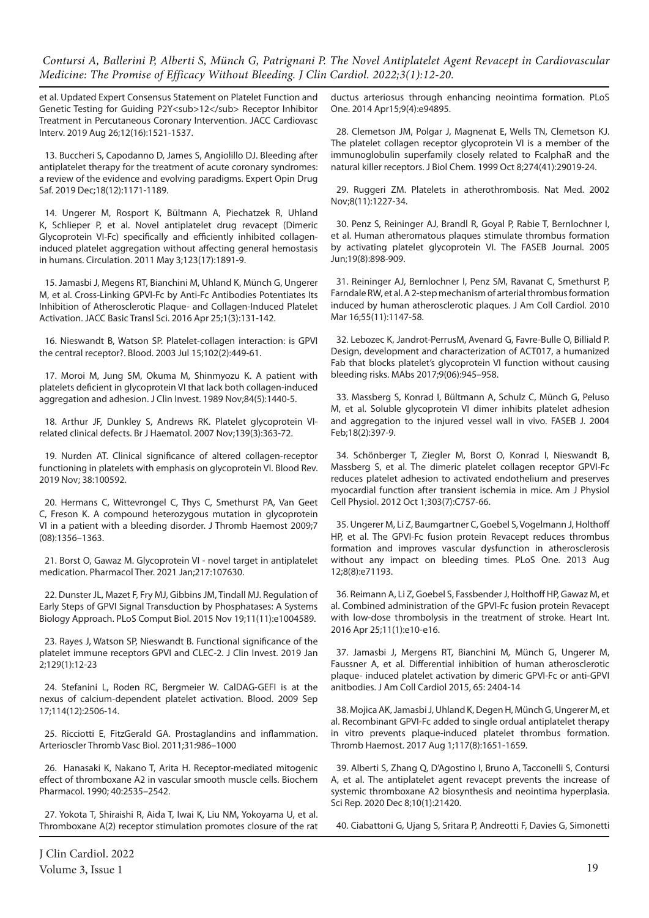et al. Updated Expert Consensus Statement on Platelet Function and Genetic Testing for Guiding $P2Y_{12}$ Receptor Inhibitor Treatment in Percutaneous Coronary Intervention. JACC Cardiovasc Interv. 2019 Aug 26;12(16):1521-1537.

13. Buccheri S, Capodanno D, James S, Angiolillo DJ. Bleeding after antiplatelet therapy for the treatment of acute coronary syndromes: a review of the evidence and evolving paradigms. Expert Opin Drug Saf. 2019 Dec;18(12):1171-1189.

14. Ungerer M, Rosport K, Bültmann A, Piechatzek R, Uhland K, Schlieper P, et al. Novel antiplatelet drug revacept (Dimeric Glycoprotein VI-Fc) specifically and efficiently inhibited collagen-induced platelet aggregation without affecting general hemostasis in humans. Circulation. 2011 May 3;123(17):1891-9.

15. Jamasbi J, Megens RT, Bianchini M, Uhland K, Münch G, Ungerer M, et al. Cross-Linking GPVI-Fc by Anti-Fc Antibodies Potentiates Its Inhibition of Atherosclerotic Plaque- and Collagen-Induced Platelet Activation. JACC Basic Transl Sci. 2016 Apr 25;1(3):131-142.

16. Nieswandt B, Watson SP. Platelet-collagen interaction: is GPVI the central receptor?. Blood. 2003 Jul 15;102(2):449-61.

17. Moroi M, Jung SM, Okuma M, Shinmyozu K. A patient with platelets deficient in glycoprotein VI that lack both collagen-induced aggregation and adhesion. J Clin Invest. 1989 Nov;84(5):1440-5.

18. Arthur JF, Dunkley S, Andrews RK. Platelet glycoprotein VI-related clinical defects. Br J Haematol. 2007 Nov;139(3):363-72.

19. Nurden AT. Clinical significance of altered collagen-receptor functioning in platelets with emphasis on glycoprotein VI. Blood Rev. 2019 Nov; 38:100592.

20. Hermans C, Wittevrongel C, Thys C, Smethurst PA, Van Geet C, Freson K. A compound heterozygous mutation in glycoprotein VI in a patient with a bleeding disorder. J Thromb Haemost 2009;7 (08):1356–1363.

21. Borst O, Gawaz M. Glycoprotein VI - novel target in antiplatelet medication. Pharmacol Ther. 2021 Jan;217:107630.

22. Dunster JL, Mazet F, Fry MJ, Gibbins JM, Tindall MJ. Regulation of Early Steps of GPVI Signal Transduction by Phosphatases: A Systems Biology Approach. PLoS Comput Biol. 2015 Nov 19;11(11):e1004589.

23. Rayes J, Watson SP, Nieswandt B. Functional significance of the platelet immune receptors GPVI and CLEC-2. J Clin Invest. 2019 Jan 2;129(1):12-23

24. Stefanini L, Roden RC, Bergmeier W. CalDAG-GEFI is at the nexus of calcium-dependent platelet activation. Blood. 2009 Sep 17;114(12):2506-14.

25. Ricciotti E, FitzGerald GA. Prostaglandins and inflammation. Arterioscler Thromb Vasc Biol. 2011;31:986–1000

26. Hanasaki K, Nakano T, Arita H. Receptor-mediated mitogenic effect of thromboxane A2 in vascular smooth muscle cells. Biochem Pharmacol. 1990; 40:2535–2542.

27. Yokota T, Shiraishi R, Aida T, Iwai K, Liu NM, Yokoyama U, et al. Thromboxane A(2) receptor stimulation promotes closure of the rat ductus arteriosus through enhancing neointima formation. PLoS One. 2014 Apr15;9(4):e94895.

28. Clemetson JM, Polgar J, Magnenat E, Wells TN, Clemetson KJ. The platelet collagen receptor glycoprotein VI is a member of the immunoglobulin superfamily closely related to FcalphaR and the natural killer receptors. J Biol Chem. 1999 Oct 8;274(41):29019-24.

29. Ruggeri ZM. Platelets in atherothrombosis. Nat Med. 2002 Nov;8(11):1227-34.

30. Penz S, Reininger AJ, Brandl R, Goyal P, Rabie T, Bernlochner I, et al. Human atheromatous plaques stimulate thrombus formation by activating platelet glycoprotein VI. The FASEB Journal. 2005 Jun;19(8):898-909.

31. Reininger AJ, Bernlochner I, Penz SM, Ravanat C, Smethurst P, Farndale RW, et al. A 2-step mechanism of arterial thrombus formation induced by human atherosclerotic plaques. J Am Coll Cardiol. 2010 Mar 16;55(11):1147-58.

32. Lebozec K, Jandrot-PerrusM, Avenard G, Favre-Bulle O, Billiald P. Design, development and characterization of ACT017, a humanized Fab that blocks platelet's glycoprotein VI function without causing bleeding risks. MAbs 2017;9(06):945–958.

33. Massberg S, Konrad I, Bültmann A, Schulz C, Münch G, Peluso M, et al. Soluble glycoprotein VI dimer inhibits platelet adhesion and aggregation to the injured vessel wall in vivo. FASEB J. 2004 Feb;18(2):397-9.

34. Schönberger T, Ziegler M, Borst O, Konrad I, Nieswandt B, Massberg S, et al. The dimeric platelet collagen receptor GPVI-Fc reduces platelet adhesion to activated endothelium and preserves myocardial function after transient ischemia in mice. Am J Physiol Cell Physiol. 2012 Oct 1;303(7):C757-66.

35. Ungerer M, Li Z, Baumgartner C, Goebel S, Vogelmann J, Holthoff HP, et al. The GPVI-Fc fusion protein Revacept reduces thrombus formation and improves vascular dysfunction in atherosclerosis without any impact on bleeding times. PLoS One. 2013 Aug 12;8(8):e71193.

36. Reimann A, Li Z, Goebel S, Fassbender J, Holthoff HP, Gawaz M, et al. Combined administration of the GPVI-Fc fusion protein Revacept with low-dose thrombolysis in the treatment of stroke. Heart Int. 2016 Apr 25;11(1):e10-e16.

37. Jamasbi J, Mergens RT, Bianchini M, Münch G, Ungerer M, Faussner A, et al. Differential inhibition of human atherosclerotic plaque- induced platelet activation by dimeric GPVI-Fc or anti-GPVI anitbodies. J Am Coll Cardiol 2015, 65: 2404-14

38. Mojica AK, Jamasbi J, Uhland K, Degen H, Münch G, Ungerer M, et al. Recombinant GPVI-Fc added to single ordual antiplatelet therapy in vitro prevents plaque-induced platelet thrombus formation. Thromb Haemost. 2017 Aug 1;117(8):1651-1659.

39. Alberti S, Zhang Q, D'Agostino I, Bruno A, Tacconelli S, Contursi A, et al. The antiplatelet agent revacept prevents the increase of systemic thromboxane A2 biosynthesis and neointima hyperplasia. Sci Rep. 2020 Dec 8;10(1):21420.

40. Ciabattoni G, Ujang S, Sritara P, Andreotti F, Davies G, Simonetti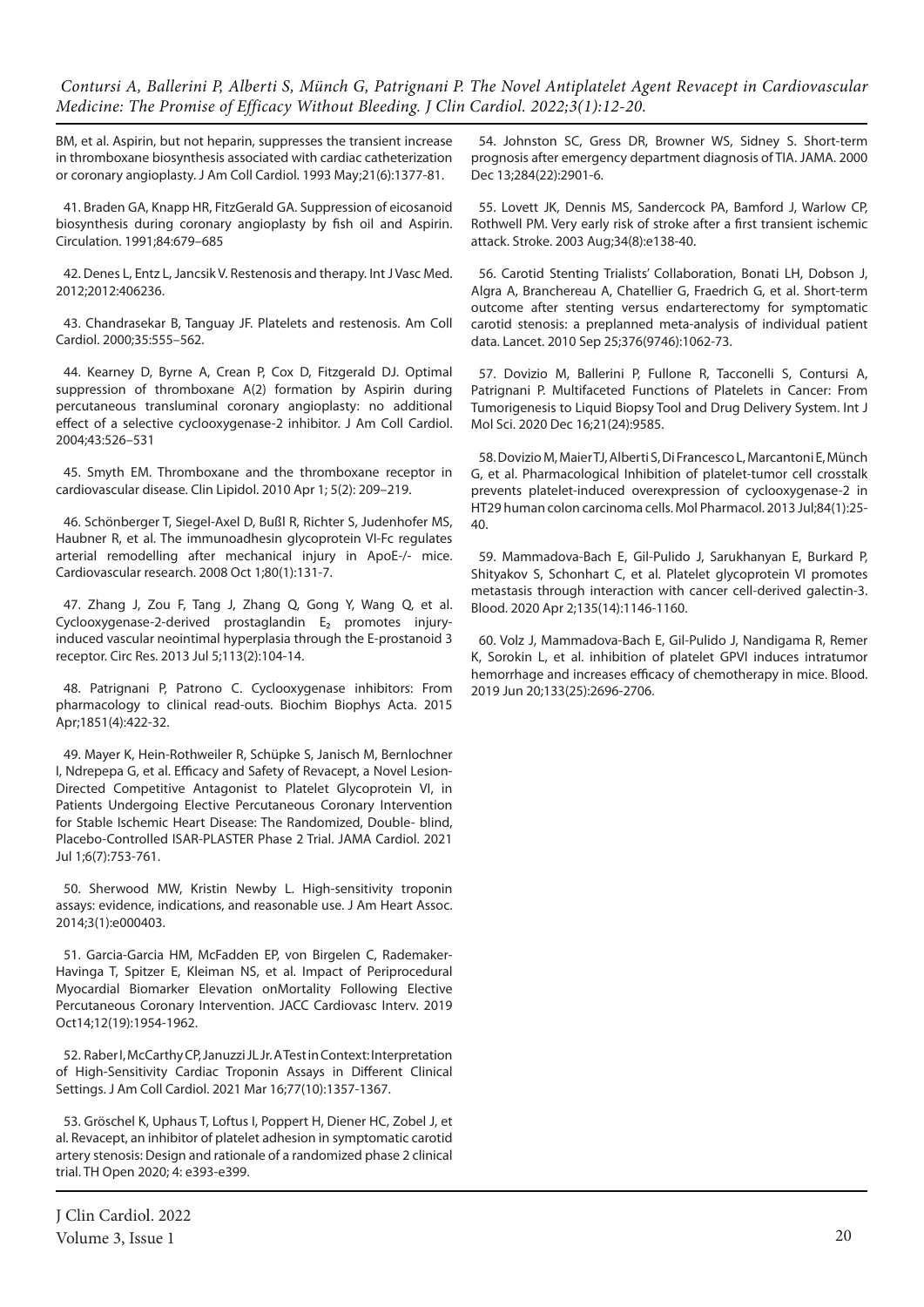BM, et al. Aspirin, but not heparin, suppresses the transient increase in thromboxane biosynthesis associated with cardiac catheterization or coronary angioplasty. J Am Coll Cardiol. 1993 May;21(6):1377-81.

41. Braden GA, Knapp HR, FitzGerald GA. Suppression of eicosanoid biosynthesis during coronary angioplasty by fish oil and Aspirin. Circulation. 1991;84:679–685

42. Denes L, Entz L, Jancsik V. Restenosis and therapy. Int J Vasc Med. 2012;2012:406236.

43. Chandrasekar B, Tanguay JF. Platelets and restenosis. Am Coll Cardiol. 2000;35:555–562.

44. Kearney D, Byrne A, Crean P, Cox D, Fitzgerald DJ. Optimal suppression of thromboxane A(2) formation by Aspirin during percutaneous transluminal coronary angioplasty: no additional effect of a selective cyclooxygenase-2 inhibitor. J Am Coll Cardiol. 2004;43:526–531

45. Smyth EM. Thromboxane and the thromboxane receptor in cardiovascular disease. Clin Lipidol. 2010 Apr 1; 5(2): 209–219.

46. Schönberger T, Siegel-Axel D, Bußl R, Richter S, Judenhofer MS, Haubner R, et al. The immunoadhesin glycoprotein VI-Fc regulates arterial remodelling after mechanical injury in ApoE-/- mice. Cardiovascular research. 2008 Oct 1;80(1):131-7.

47. Zhang J, Zou F, Tang J, Zhang Q, Gong Y, Wang Q, et al. Cyclooxygenase-2-derived prostaglandin $E_2$ promotes injury-induced vascular neointimal hyperplasia through the E-prostanoid 3 receptor. Circ Res. 2013 Jul 5;113(2):104-14.

48. Patrignani P, Patrono C. Cyclooxygenase inhibitors: From pharmacology to clinical read-outs. Biochim Biophys Acta. 2015 Apr;1851(4):422-32.

49. Mayer K, Hein-Rothweiler R, Schüpke S, Janisch M, Bernlochner I, Ndrepepa G, et al. Efficacy and Safety of Revacept, a Novel Lesion-Directed Competitive Antagonist to Platelet Glycoprotein VI, in Patients Undergoing Elective Percutaneous Coronary Intervention for Stable Ischemic Heart Disease: The Randomized, Double- blind, Placebo-Controlled ISAR-PLASTER Phase 2 Trial. JAMA Cardiol. 2021 Jul 1;6(7):753-761.

50. Sherwood MW, Kristin Newby L. High-sensitivity troponin assays: evidence, indications, and reasonable use. J Am Heart Assoc. 2014;3(1):e000403.

51. Garcia-Garcia HM, McFadden EP, von Birgelen C, Rademaker-Havinga T, Spitzer E, Kleiman NS, et al. Impact of Periprocedural Myocardial Biomarker Elevation onMortality Following Elective Percutaneous Coronary Intervention. JACC Cardiovasc Interv. 2019 Oct14;12(19):1954-1962.

52. Raber I, McCarthy CP, Januzzi JL Jr. A Test in Context: Interpretation of High-Sensitivity Cardiac Troponin Assays in Different Clinical Settings. J Am Coll Cardiol. 2021 Mar 16;77(10):1357-1367.

53. Gröschel K, Uphaus T, Loftus I, Poppert H, Diener HC, Zobel J, et al. Revacept, an inhibitor of platelet adhesion in symptomatic carotid artery stenosis: Design and rationale of a randomized phase 2 clinical trial. TH Open 2020; 4: e393-e399.

54. Johnston SC, Gress DR, Browner WS, Sidney S. Short-term prognosis after emergency department diagnosis of TIA. JAMA. 2000 Dec 13;284(22):2901-6.

55. Lovett JK, Dennis MS, Sandercock PA, Bamford J, Warlow CP, Rothwell PM. Very early risk of stroke after a first transient ischemic attack. Stroke. 2003 Aug;34(8):e138-40.

56. Carotid Stenting Trialists' Collaboration, Bonati LH, Dobson J, Algra A, Branchereau A, Chatellier G, Fraedrich G, et al. Short-term outcome after stenting versus endarterectomy for symptomatic carotid stenosis: a preplanned meta-analysis of individual patient data. Lancet. 2010 Sep 25;376(9746):1062-73.

57. Dovizio M, Ballerini P, Fullone R, Tacconelli S, Contursi A, Patrignani P. Multifaceted Functions of Platelets in Cancer: From Tumorigenesis to Liquid Biopsy Tool and Drug Delivery System. Int J Mol Sci. 2020 Dec 16;21(24):9585.

58. Dovizio M, Maier TJ, Alberti S, Di Francesco L, Marcantoni E, Münch G, et al. Pharmacological Inhibition of platelet-tumor cell crosstalk prevents platelet-induced overexpression of cyclooxygenase-2 in HT29 human colon carcinoma cells. Mol Pharmacol. 2013 Jul;84(1):25-40.

59. Mammadova-Bach E, Gil-Pulido J, Sarukhanyan E, Burkard P, Shityakov S, Schonhart C, et al. Platelet glycoprotein VI promotes metastasis through interaction with cancer cell-derived galectin-3. Blood. 2020 Apr 2;135(14):1146-1160.

60. Volz J, Mammadova-Bach E, Gil-Pulido J, Nandigama R, Remer K, Sorokin L, et al. inhibition of platelet GPVI induces intratumor hemorrhage and increases efficacy of chemotherapy in mice. Blood. 2019 Jun 20;133(25):2696-2706.